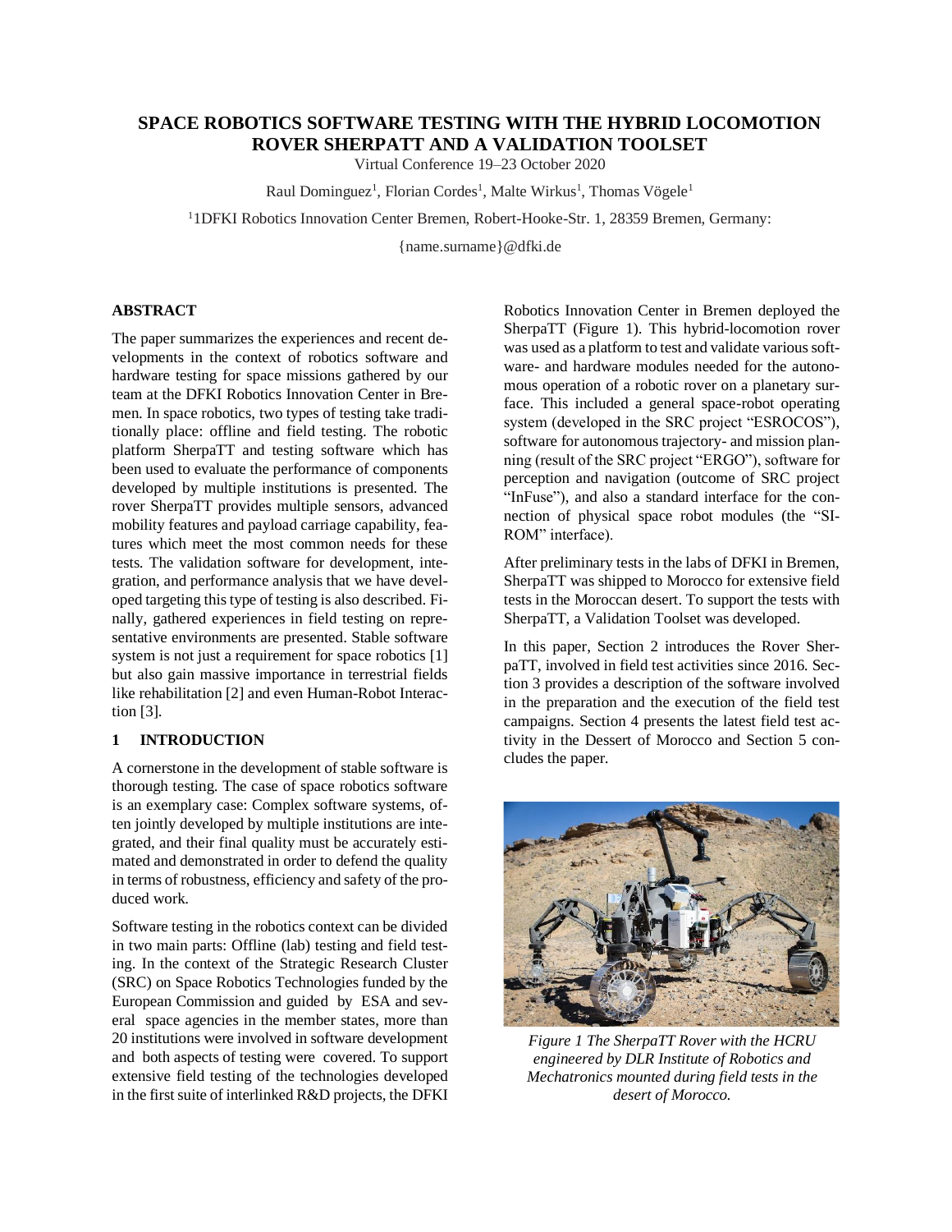# SPACE ROBOTICS SOFTWARE TESTING WITH THE HYBRID LOCOMOTION ROVER SHERPATT AND A VALIDATION TOOLSET

Virtual Conference 19–23 October 2020

Raul Dominguez[1], Florian Cordes[1], Malte Wirkus[1], Thomas Vögele[1]

[1]1DFKI Robotics Innovation Center Bremen, Robert-Hooke-Str. 1, 28359 Bremen, Germany:

{name.surname}@dfki.de

## ABSTRACT

The paper summarizes the experiences and recent developments in the context of robotics software and hardware testing for space missions gathered by our team at the DFKI Robotics Innovation Center in Bremen. In space robotics, two types of testing take traditionally place: offline and field testing. The robotic platform SherpaTT and testing software which has been used to evaluate the performance of components developed by multiple institutions is presented. The rover SherpaTT provides multiple sensors, advanced mobility features and payload carriage capability, features which meet the most common needs for these tests. The validation software for development, integration, and performance analysis that we have developed targeting this type of testing is also described. Finally, gathered experiences in field testing on representative environments are presented. Stable software system is not just a requirement for space robotics [1] but also gain massive importance in terrestrial fields like rehabilitation [2] and even Human-Robot Interaction [3].

## 1 INTRODUCTION

A cornerstone in the development of stable software is thorough testing. The case of space robotics software is an exemplary case: Complex software systems, often jointly developed by multiple institutions are integrated, and their final quality must be accurately estimated and demonstrated in order to defend the quality in terms of robustness, efficiency and safety of the produced work.

Software testing in the robotics context can be divided in two main parts: Offline (lab) testing and field testing. In the context of the Strategic Research Cluster (SRC) on Space Robotics Technologies funded by the European Commission and guided by ESA and several space agencies in the member states, more than 20 institutions were involved in software development and both aspects of testing were covered. To support extensive field testing of the technologies developed in the first suite of interlinked R&D projects, the DFKI Robotics Innovation Center in Bremen deployed the SherpaTT (Figure 1). This hybrid-locomotion rover was used as a platform to test and validate various software- and hardware modules needed for the autonomous operation of a robotic rover on a planetary surface. This included a general space-robot operating system (developed in the SRC project "ESROCOS"), software for autonomous trajectory- and mission planning (result of the SRC project "ERGO"), software for perception and navigation (outcome of SRC project "InFuse"), and also a standard interface for the connection of physical space robot modules (the "SIROM" interface).

After preliminary tests in the labs of DFKI in Bremen, SherpaTT was shipped to Morocco for extensive field tests in the Moroccan desert. To support the tests with SherpaTT, a Validation Toolset was developed.

In this paper, Section 2 introduces the Rover SherpaTT, involved in field test activities since 2016. Section 3 provides a description of the software involved in the preparation and the execution of the field test campaigns. Section 4 presents the latest field test activity in the Dessert of Morocco and Section 5 concludes the paper.

*Figure 1 The SherpaTT Rover with the HCRU engineered by DLR Institute of Robotics and Mechatronics mounted during field tests in the desert of Morocco.*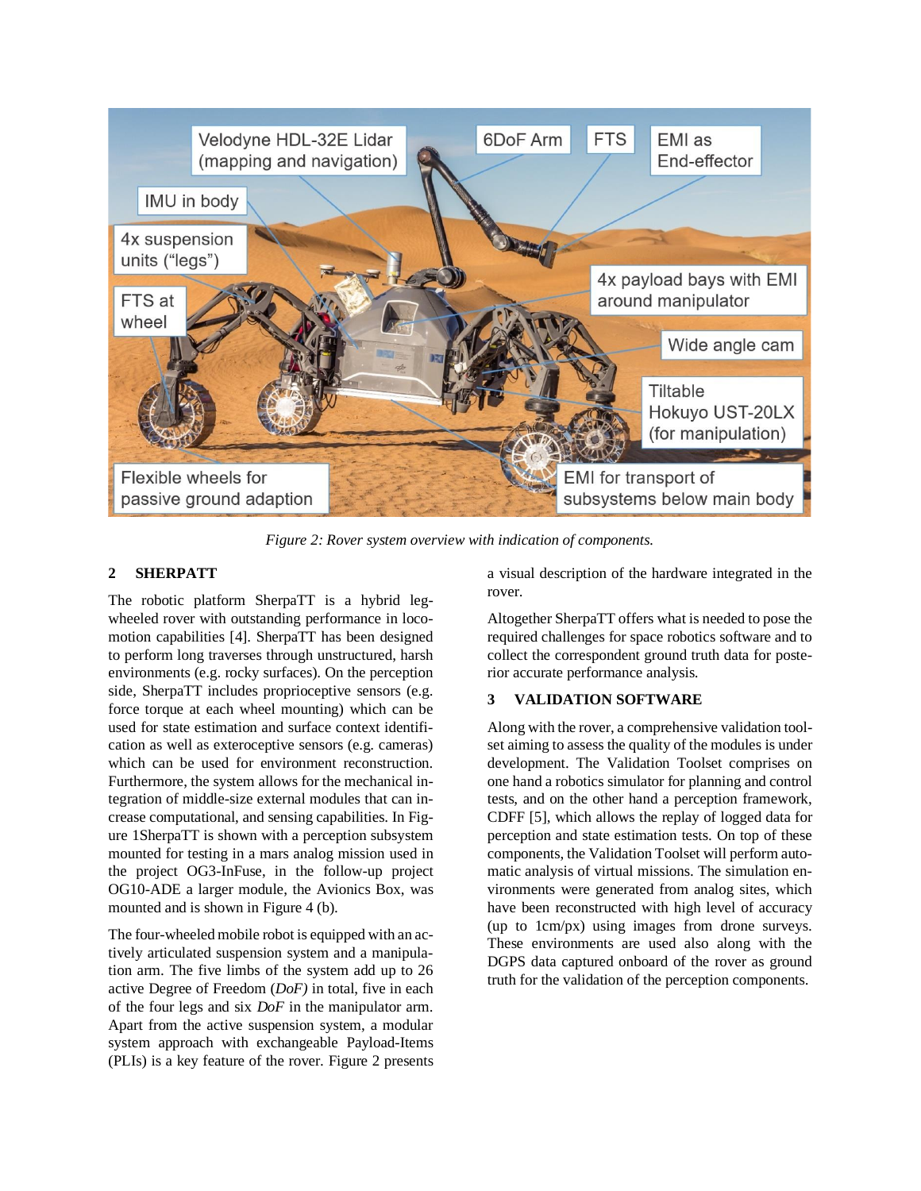Figure 2: Rover system overview with indication of components.

## 2 SHERPATT

The robotic platform SherpaTT is a hybrid leg-wheeled rover with outstanding performance in locomotion capabilities [4]. SherpaTT has been designed to perform long traverses through unstructured, harsh environments (e.g. rocky surfaces). On the perception side, SherpaTT includes proprioceptive sensors (e.g. force torque at each wheel mounting) which can be used for state estimation and surface context identification as well as exteroceptive sensors (e.g. cameras) which can be used for environment reconstruction. Furthermore, the system allows for the mechanical integration of middle-size external modules that can increase computational, and sensing capabilities. In Figure 1SherpaTT is shown with a perception subsystem mounted for testing in a mars analog mission used in the project OG3-InFuse, in the follow-up project OG10-ADE a larger module, the Avionics Box, was mounted and is shown in Figure 4 (b).

The four-wheeled mobile robot is equipped with an actively articulated suspension system and a manipulation arm. The five limbs of the system add up to 26 active Degree of Freedom (*DoF)* in total, five in each of the four legs and six *DoF* in the manipulator arm. Apart from the active suspension system, a modular system approach with exchangeable Payload-Items (PLIs) is a key feature of the rover. Figure 2 presents a visual description of the hardware integrated in the rover.

Altogether SherpaTT offers what is needed to pose the required challenges for space robotics software and to collect the correspondent ground truth data for posterior accurate performance analysis.

## 3 VALIDATION SOFTWARE

Along with the rover, a comprehensive validation toolset aiming to assess the quality of the modules is under development. The Validation Toolset comprises on one hand a robotics simulator for planning and control tests, and on the other hand a perception framework, CDFF [5], which allows the replay of logged data for perception and state estimation tests. On top of these components, the Validation Toolset will perform automatic analysis of virtual missions. The simulation environments were generated from analog sites, which have been reconstructed with high level of accuracy (up to 1cm/px) using images from drone surveys. These environments are used also along with the DGPS data captured onboard of the rover as ground truth for the validation of the perception components.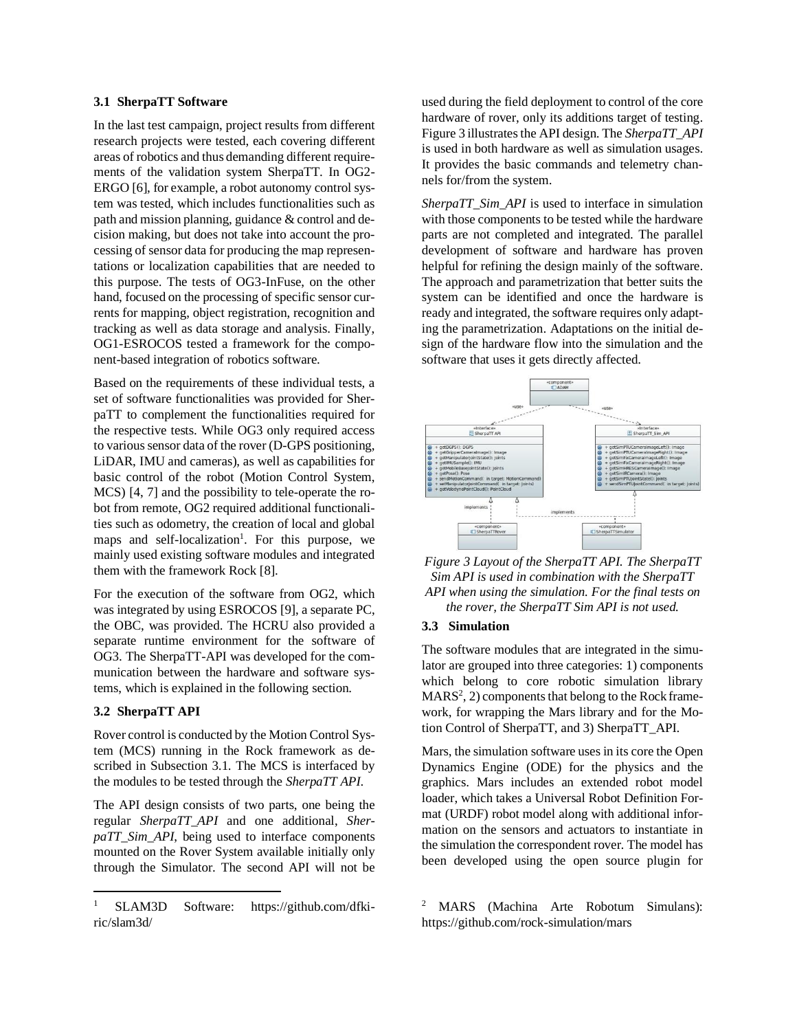### 3.1 SherpaTT Software

In the last test campaign, project results from different research projects were tested, each covering different areas of robotics and thus demanding different requirements of the validation system SherpaTT. In OG2-ERGO [6], for example, a robot autonomy control system was tested, which includes functionalities such as path and mission planning, guidance & control and decision making, but does not take into account the processing of sensor data for producing the map representations or localization capabilities that are needed to this purpose. The tests of OG3-InFuse, on the other hand, focused on the processing of specific sensor currents for mapping, object registration, recognition and tracking as well as data storage and analysis. Finally, OG1-ESROCOS tested a framework for the component-based integration of robotics software.

Based on the requirements of these individual tests, a set of software functionalities was provided for SherpaTT to complement the functionalities required for the respective tests. While OG3 only required access to various sensor data of the rover (D-GPS positioning, LiDAR, IMU and cameras), as well as capabilities for basic control of the robot (Motion Control System, MCS) [4, 7] and the possibility to tele-operate the robot from remote, OG2 required additional functionalities such as odometry, the creation of local and global maps and self-localization[1]. For this purpose, we mainly used existing software modules and integrated them with the framework Rock [8].

For the execution of the software from OG2, which was integrated by using ESROCOS [9], a separate PC, the OBC, was provided. The HCRU also provided a separate runtime environment for the software of OG3. The SherpaTT-API was developed for the communication between the hardware and software systems, which is explained in the following section.

### 3.2 SherpaTT API

Rover control is conducted by the Motion Control System (MCS) running in the Rock framework as described in Subsection 3.1. The MCS is interfaced by the modules to be tested through the *SherpaTT API*.

The API design consists of two parts, one being the regular *SherpaTT_API* and one additional, *SherpaTT_Sim_API*, being used to interface components mounted on the Rover System available initially only through the Simulator. The second API will not be used during the field deployment to control of the core hardware of rover, only its additions target of testing. Figure 3 illustrates the API design. The *SherpaTT_API* is used in both hardware as well as simulation usages. It provides the basic commands and telemetry channels for/from the system.

*SherpaTT_Sim_API* is used to interface in simulation with those components to be tested while the hardware parts are not completed and integrated. The parallel development of software and hardware has proven helpful for refining the design mainly of the software. The approach and parametrization that better suits the system can be identified and once the hardware is ready and integrated, the software requires only adapting the parametrization. Adaptations on the initial design of the hardware flow into the simulation and the software that uses it gets directly affected.

*Figure 3 Layout of the SherpaTT API. The SherpaTT Sim API is used in combination with the SherpaTT API when using the simulation. For the final tests on the rover, the SherpaTT Sim API is not used.*

### 3.3 Simulation

The software modules that are integrated in the simulator are grouped into three categories: 1) components which belong to core robotic simulation library MARS[2], 2) components that belong to the Rock framework, for wrapping the Mars library and for the Motion Control of SherpaTT, and 3) SherpaTT_API.

Mars, the simulation software uses in its core the Open Dynamics Engine (ODE) for the physics and the graphics. Mars includes an extended robot model loader, which takes a Universal Robot Definition Format (URDF) robot model along with additional information on the sensors and actuators to instantiate in the simulation the correspondent rover. The model has been developed using the open source plugin for

[1] SLAM3D Software: https://github.com/dfki-ric/slam3d/

[2] MARS (Machina Arte Robotum Simulans): https://github.com/rock-simulation/mars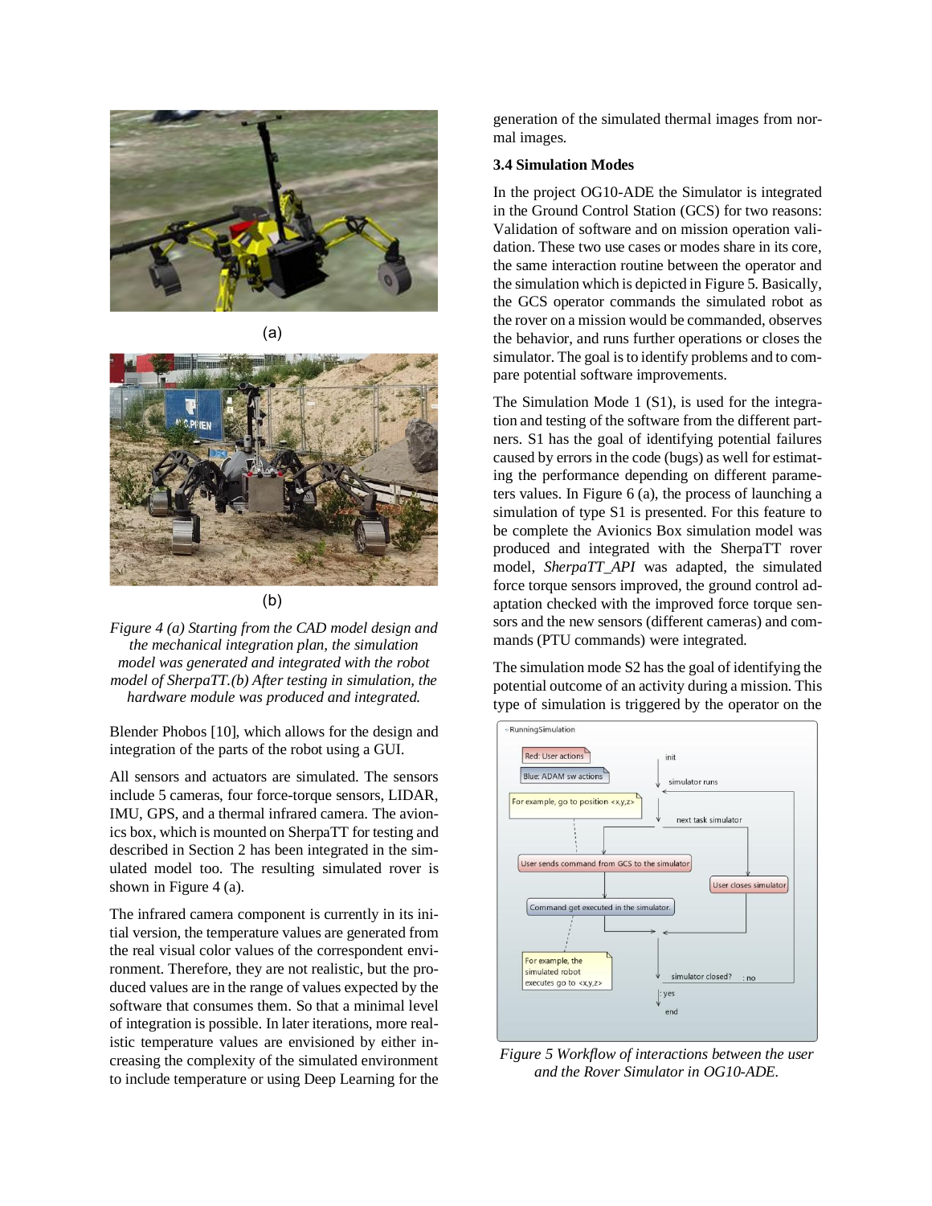(a)

(b)

*Figure 4 (a) Starting from the CAD model design and the mechanical integration plan, the simulation model was generated and integrated with the robot model of SherpaTT.(b) After testing in simulation, the hardware module was produced and integrated.*

Blender Phobos [10], which allows for the design and integration of the parts of the robot using a GUI.

All sensors and actuators are simulated. The sensors include 5 cameras, four force-torque sensors, LIDAR, IMU, GPS, and a thermal infrared camera. The avionics box, which is mounted on SherpaTT for testing and described in Section 2 has been integrated in the simulated model too. The resulting simulated rover is shown in Figure 4 (a).

The infrared camera component is currently in its initial version, the temperature values are generated from the real visual color values of the correspondent environment. Therefore, they are not realistic, but the produced values are in the range of values expected by the software that consumes them. So that a minimal level of integration is possible. In later iterations, more realistic temperature values are envisioned by either increasing the complexity of the simulated environment to include temperature or using Deep Learning for the generation of the simulated thermal images from normal images.

### 3.4 Simulation Modes

In the project OG10-ADE the Simulator is integrated in the Ground Control Station (GCS) for two reasons: Validation of software and on mission operation validation. These two use cases or modes share in its core, the same interaction routine between the operator and the simulation which is depicted in Figure 5. Basically, the GCS operator commands the simulated robot as the rover on a mission would be commanded, observes the behavior, and runs further operations or closes the simulator. The goal is to identify problems and to compare potential software improvements.

The Simulation Mode 1 (S1), is used for the integration and testing of the software from the different partners. S1 has the goal of identifying potential failures caused by errors in the code (bugs) as well for estimating the performance depending on different parameters values. In Figure 6 (a), the process of launching a simulation of type S1 is presented. For this feature to be complete the Avionics Box simulation model was produced and integrated with the SherpaTT rover model, *SherpaTT_API* was adapted, the simulated force torque sensors improved, the ground control adaptation checked with the improved force torque sensors and the new sensors (different cameras) and commands (PTU commands) were integrated.

The simulation mode S2 has the goal of identifying the potential outcome of an activity during a mission. This type of simulation is triggered by the operator on the

*Figure 5 Workflow of interactions between the user and the Rover Simulator in OG10-ADE.*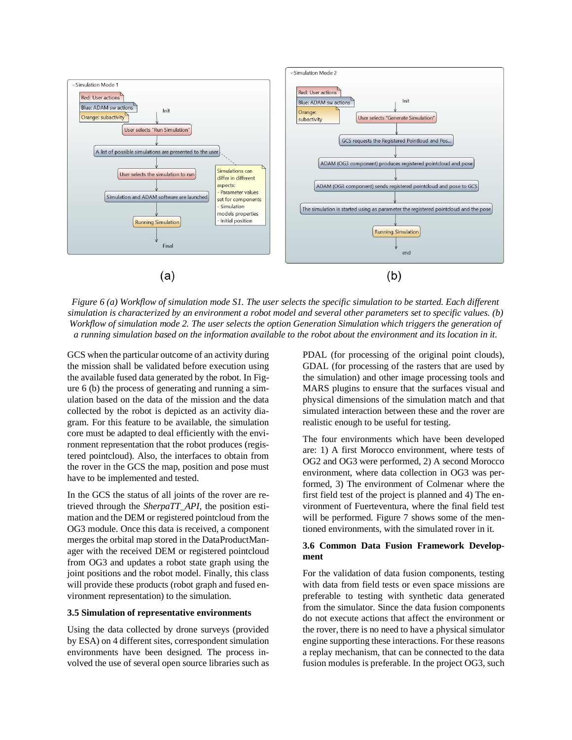Figure 6 (a) Workflow of simulation mode S1. The user selects the specific simulation to be started. Each different simulation is characterized by an environment a robot model and several other parameters set to specific values. (b) Workflow of simulation mode 2. The user selects the option Generation Simulation which triggers the generation of a running simulation based on the information available to the robot about the environment and its location in it.

GCS when the particular outcome of an activity during the mission shall be validated before execution using the available fused data generated by the robot. In Figure 6 (b) the process of generating and running a simulation based on the data of the mission and the data collected by the robot is depicted as an activity diagram. For this feature to be available, the simulation core must be adapted to deal efficiently with the environment representation that the robot produces (registered pointcloud). Also, the interfaces to obtain from the rover in the GCS the map, position and pose must have to be implemented and tested.

In the GCS the status of all joints of the rover are retrieved through the *SherpaTT_API*, the position estimation and the DEM or registered pointcloud from the OG3 module. Once this data is received, a component merges the orbital map stored in the DataProductManager with the received DEM or registered pointcloud from OG3 and updates a robot state graph using the joint positions and the robot model. Finally, this class will provide these products (robot graph and fused environment representation) to the simulation.

**3.5 Simulation of representative environments**

Using the data collected by drone surveys (provided by ESA) on 4 different sites, correspondent simulation environments have been designed. The process involved the use of several open source libraries such as PDAL (for processing of the original point clouds), GDAL (for processing of the rasters that are used by the simulation) and other image processing tools and MARS plugins to ensure that the surfaces visual and physical dimensions of the simulation match and that simulated interaction between these and the rover are realistic enough to be useful for testing.

The four environments which have been developed are: 1) A first Morocco environment, where tests of OG2 and OG3 were performed, 2) A second Morocco environment, where data collection in OG3 was performed, 3) The environment of Colmenar where the first field test of the project is planned and 4) The environment of Fuerteventura, where the final field test will be performed. Figure 7 shows some of the mentioned environments, with the simulated rover in it.

**3.6 Common Data Fusion Framework Development**

For the validation of data fusion components, testing with data from field tests or even space missions are preferable to testing with synthetic data generated from the simulator. Since the data fusion components do not execute actions that affect the environment or the rover, there is no need to have a physical simulator engine supporting these interactions. For these reasons a replay mechanism, that can be connected to the data fusion modules is preferable. In the project OG3, such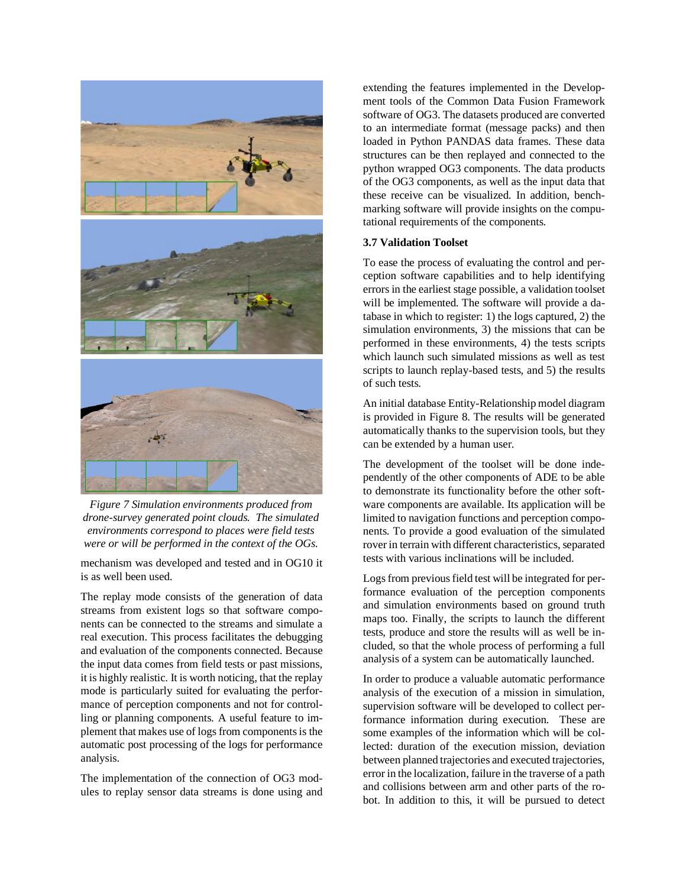*Figure 7 Simulation environments produced from drone-survey generated point clouds. The simulated environments correspond to places were field tests were or will be performed in the context of the OGs.*

mechanism was developed and tested and in OG10 it is as well been used.

The replay mode consists of the generation of data streams from existent logs so that software components can be connected to the streams and simulate a real execution. This process facilitates the debugging and evaluation of the components connected. Because the input data comes from field tests or past missions, it is highly realistic. It is worth noticing, that the replay mode is particularly suited for evaluating the performance of perception components and not for controlling or planning components. A useful feature to implement that makes use of logs from components is the automatic post processing of the logs for performance analysis.

The implementation of the connection of OG3 modules to replay sensor data streams is done using and extending the features implemented in the Development tools of the Common Data Fusion Framework software of OG3. The datasets produced are converted to an intermediate format (message packs) and then loaded in Python PANDAS data frames. These data structures can be then replayed and connected to the python wrapped OG3 components. The data products of the OG3 components, as well as the input data that these receive can be visualized. In addition, benchmarking software will provide insights on the computational requirements of the components.

### 3.7 Validation Toolset

To ease the process of evaluating the control and perception software capabilities and to help identifying errors in the earliest stage possible, a validation toolset will be implemented. The software will provide a database in which to register: 1) the logs captured, 2) the simulation environments, 3) the missions that can be performed in these environments, 4) the tests scripts which launch such simulated missions as well as test scripts to launch replay-based tests, and 5) the results of such tests.

An initial database Entity-Relationship model diagram is provided in Figure 8. The results will be generated automatically thanks to the supervision tools, but they can be extended by a human user.

The development of the toolset will be done independently of the other components of ADE to be able to demonstrate its functionality before the other software components are available. Its application will be limited to navigation functions and perception components. To provide a good evaluation of the simulated rover in terrain with different characteristics, separated tests with various inclinations will be included.

Logs from previous field test will be integrated for performance evaluation of the perception components and simulation environments based on ground truth maps too. Finally, the scripts to launch the different tests, produce and store the results will as well be included, so that the whole process of performing a full analysis of a system can be automatically launched.

In order to produce a valuable automatic performance analysis of the execution of a mission in simulation, supervision software will be developed to collect performance information during execution. These are some examples of the information which will be collected: duration of the execution mission, deviation between planned trajectories and executed trajectories, error in the localization, failure in the traverse of a path and collisions between arm and other parts of the robot. In addition to this, it will be pursued to detect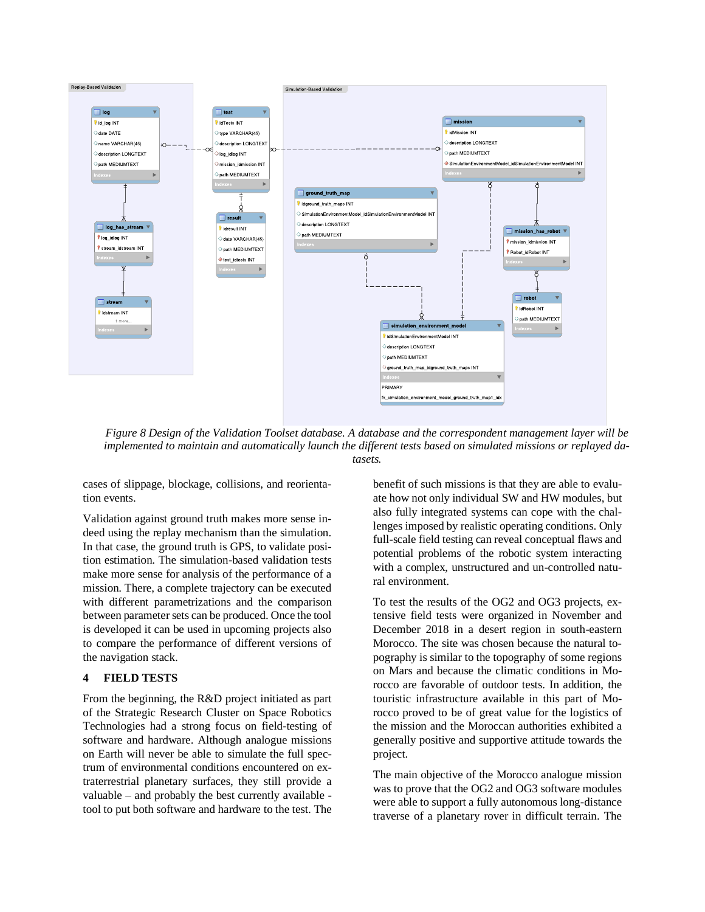*Figure 8 Design of the Validation Toolset database. A database and the correspondent management layer will be implemented to maintain and automatically launch the different tests based on simulated missions or replayed datasets.*

cases of slippage, blockage, collisions, and reorientation events.

Validation against ground truth makes more sense indeed using the replay mechanism than the simulation. In that case, the ground truth is GPS, to validate position estimation. The simulation-based validation tests make more sense for analysis of the performance of a mission. There, a complete trajectory can be executed with different parametrizations and the comparison between parameter sets can be produced. Once the tool is developed it can be used in upcoming projects also to compare the performance of different versions of the navigation stack.

## 4 FIELD TESTS

From the beginning, the R&D project initiated as part of the Strategic Research Cluster on Space Robotics Technologies had a strong focus on field-testing of software and hardware. Although analogue missions on Earth will never be able to simulate the full spectrum of environmental conditions encountered on extraterrestrial planetary surfaces, they still provide a valuable – and probably the best currently available - tool to put both software and hardware to the test. The benefit of such missions is that they are able to evaluate how not only individual SW and HW modules, but also fully integrated systems can cope with the challenges imposed by realistic operating conditions. Only full-scale field testing can reveal conceptual flaws and potential problems of the robotic system interacting with a complex, unstructured and un-controlled natural environment.

To test the results of the OG2 and OG3 projects, extensive field tests were organized in November and December 2018 in a desert region in south-eastern Morocco. The site was chosen because the natural topography is similar to the topography of some regions on Mars and because the climatic conditions in Morocco are favorable of outdoor tests. In addition, the touristic infrastructure available in this part of Morocco proved to be of great value for the logistics of the mission and the Moroccan authorities exhibited a generally positive and supportive attitude towards the project.

The main objective of the Morocco analogue mission was to prove that the OG2 and OG3 software modules were able to support a fully autonomous long-distance traverse of a planetary rover in difficult terrain. The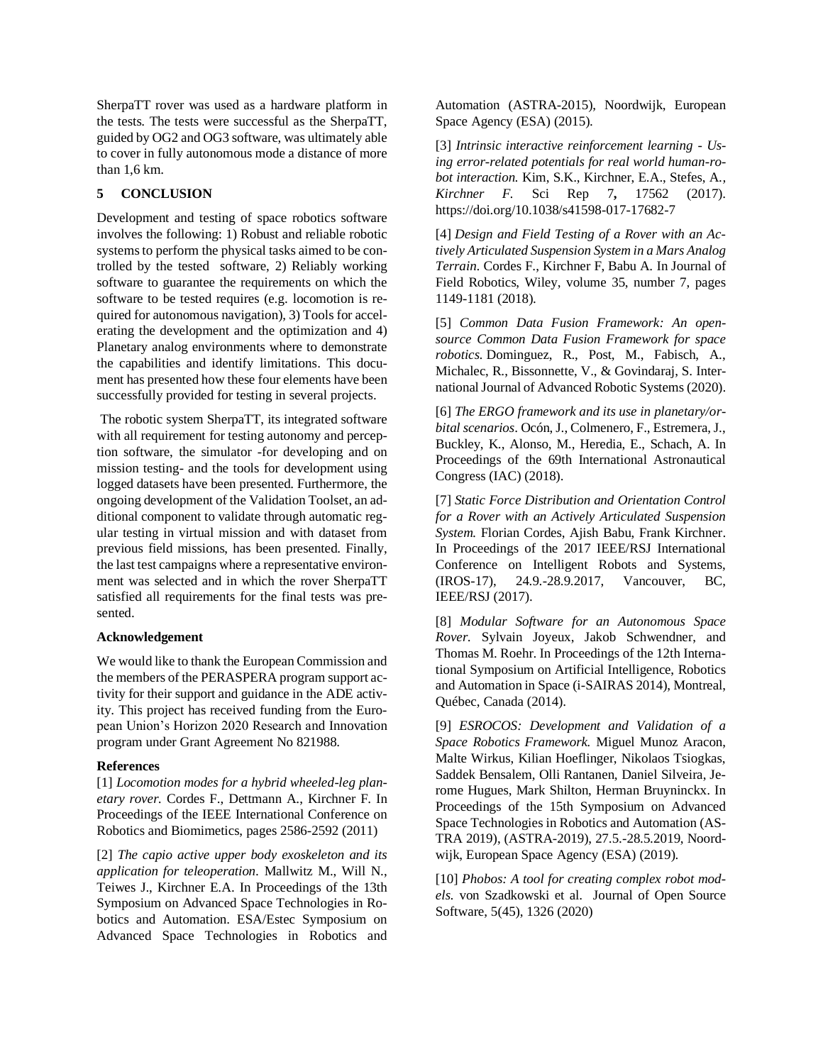SherpaTT rover was used as a hardware platform in the tests. The tests were successful as the SherpaTT, guided by OG2 and OG3 software, was ultimately able to cover in fully autonomous mode a distance of more than 1,6 km.

## 5 CONCLUSION

Development and testing of space robotics software involves the following: 1) Robust and reliable robotic systems to perform the physical tasks aimed to be controlled by the tested software, 2) Reliably working software to guarantee the requirements on which the software to be tested requires (e.g. locomotion is required for autonomous navigation), 3) Tools for accelerating the development and the optimization and 4) Planetary analog environments where to demonstrate the capabilities and identify limitations. This document has presented how these four elements have been successfully provided for testing in several projects.

The robotic system SherpaTT, its integrated software with all requirement for testing autonomy and perception software, the simulator -for developing and on mission testing- and the tools for development using logged datasets have been presented. Furthermore, the ongoing development of the Validation Toolset, an additional component to validate through automatic regular testing in virtual mission and with dataset from previous field missions, has been presented. Finally, the last test campaigns where a representative environment was selected and in which the rover SherpaTT satisfied all requirements for the final tests was presented.

### Acknowledgement

We would like to thank the European Commission and the members of the PERASPERA program support activity for their support and guidance in the ADE activity. This project has received funding from the European Union's Horizon 2020 Research and Innovation program under Grant Agreement No 821988.

### References

[1] *Locomotion modes for a hybrid wheeled-leg planetary rover.* Cordes F., Dettmann A., Kirchner F. In Proceedings of the IEEE International Conference on Robotics and Biomimetics, pages 2586-2592 (2011)

[2] *The capio active upper body exoskeleton and its application for teleoperation*. Mallwitz M., Will N., Teiwes J., Kirchner E.A. In Proceedings of the 13th Symposium on Advanced Space Technologies in Robotics and Automation. ESA/Estec Symposium on Advanced Space Technologies in Robotics and Automation (ASTRA-2015), Noordwijk, European Space Agency (ESA) (2015).

[3] *Intrinsic interactive reinforcement learning - Using error-related potentials for real world human-robot interaction.* Kim, S.K., Kirchner, E.A., Stefes, A., *Kirchner F.* Sci Rep 7, 17562 (2017). https://doi.org/10.1038/s41598-017-17682-7

[4] *Design and Field Testing of a Rover with an Actively Articulated Suspension System in a Mars Analog Terrain.* Cordes F., Kirchner F, Babu A. In Journal of Field Robotics, Wiley, volume 35, number 7, pages 1149-1181 (2018).

[5] *Common Data Fusion Framework: An open-source Common Data Fusion Framework for space robotics.* Dominguez, R., Post, M., Fabisch, A., Michalec, R., Bissonnette, V., & Govindaraj, S. International Journal of Advanced Robotic Systems (2020).

[6] *The ERGO framework and its use in planetary/orbital scenarios*. Ocón, J., Colmenero, F., Estremera, J., Buckley, K., Alonso, M., Heredia, E., Schach, A. In Proceedings of the 69th International Astronautical Congress (IAC) (2018).

[7] *Static Force Distribution and Orientation Control for a Rover with an Actively Articulated Suspension System.* Florian Cordes, Ajish Babu, Frank Kirchner. In Proceedings of the 2017 IEEE/RSJ International Conference on Intelligent Robots and Systems, (IROS-17), 24.9.-28.9.2017, Vancouver, BC, IEEE/RSJ (2017).

[8] *Modular Software for an Autonomous Space Rover.* Sylvain Joyeux, Jakob Schwendner, and Thomas M. Roehr. In Proceedings of the 12th International Symposium on Artificial Intelligence, Robotics and Automation in Space (i-SAIRAS 2014), Montreal, Québec, Canada (2014).

[9] *ESROCOS: Development and Validation of a Space Robotics Framework.* Miguel Munoz Aracon, Malte Wirkus, Kilian Hoeflinger, Nikolaos Tsiogkas, Saddek Bensalem, Olli Rantanen, Daniel Silveira, Jerome Hugues, Mark Shilton, Herman Bruyninckx. In Proceedings of the 15th Symposium on Advanced Space Technologies in Robotics and Automation (ASTRA 2019), (ASTRA-2019), 27.5.-28.5.2019, Noordwijk, European Space Agency (ESA) (2019).

[10] *Phobos: A tool for creating complex robot models.* von Szadkowski et al. Journal of Open Source Software, 5(45), 1326 (2020)